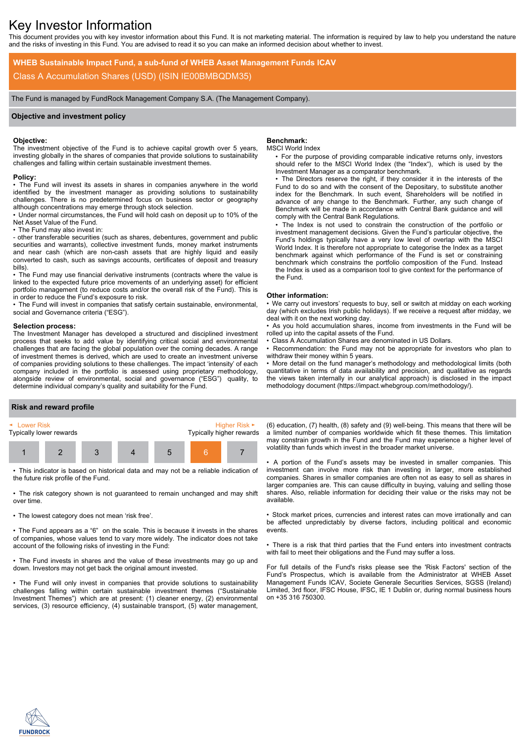# Key Investor Information

This document provides you with key investor information about this Fund. It is not marketing material. The information is required by law to help you understand the nature and the risks of investing in this Fund. You are advised to read it so you can make an informed decision about whether to invest.

**WHEB Sustainable Impact Fund, a sub-fund of WHEB Asset Management Funds ICAV**

Class A Accumulation Shares (USD) (ISIN IE00BMBQDM35)

The Fund is managed by FundRock Management Company S.A. (The Management Company).

## Objective and investment policy

**Objective:**
The investment objective of the Fund is to achieve capital growth over 5 years, investing globally in the shares of companies that provide solutions to sustainability challenges and falling within certain sustainable investment themes.

**Policy:**
- The Fund will invest its assets in shares in companies anywhere in the world identified by the investment manager as providing solutions to sustainability challenges. There is no predetermined focus on business sector or geography although concentrations may emerge through stock selection.
- Under normal circumstances, the Fund will hold cash on deposit up to 10% of the Net Asset Value of the Fund.
- The Fund may also invest in:
  - other transferable securities (such as shares, debentures, government and public securities and warrants), collective investment funds, money market instruments and near cash (which are non-cash assets that are highly liquid and easily converted to cash, such as savings accounts, certificates of deposit and treasury bills).
- The Fund may use financial derivative instruments (contracts where the value is linked to the expected future price movements of an underlying asset) for efficient portfolio management (to reduce costs and/or the overall risk of the Fund). This is in order to reduce the Fund's exposure to risk.
- The Fund will invest in companies that satisfy certain sustainable, environmental, social and Governance criteria ("ESG").

**Selection process:**
The Investment Manager has developed a structured and disciplined investment process that seeks to add value by identifying critical social and environmental challenges that are facing the global population over the coming decades. A range of investment themes is derived, which are used to create an investment universe of companies providing solutions to these challenges. The impact 'intensity' of each company included in the portfolio is assessed using proprietary methodology, alongside review of environmental, social and governance ("ESG") quality, to determine individual company's quality and suitability for the Fund.

**Benchmark:**
MSCI World Index
- For the purpose of providing comparable indicative returns only, investors should refer to the MSCI World Index (the "Index"), which is used by the Investment Manager as a comparator benchmark.
- The Directors reserve the right, if they consider it in the interests of the Fund to do so and with the consent of the Depositary, to substitute another index for the Benchmark. In such event, Shareholders will be notified in advance of any change to the Benchmark. Further, any such change of Benchmark will be made in accordance with Central Bank guidance and will comply with the Central Bank Regulations.
- The Index is not used to constrain the construction of the portfolio or investment management decisions. Given the Fund's particular objective, the Fund's holdings typically have a very low level of overlap with the MSCI World Index. It is therefore not appropriate to categorise the Index as a target benchmark against which performance of the Fund is set or constraining benchmark which constrains the portfolio composition of the Fund. Instead the Index is used as a comparison tool to give context for the performance of the Fund.

**Other information:**
- We carry out investors' requests to buy, sell or switch at midday on each working day (which excludes Irish public holidays). If we receive a request after midday, we deal with it on the next working day.
- As you hold accumulation shares, income from investments in the Fund will be rolled up into the capital assets of the Fund.
- Class A Accumulation Shares are denominated in US Dollars.
- Recommendation: the Fund may not be appropriate for investors who plan to withdraw their money within 5 years.
- More detail on the fund manager's methodology and methodological limits (both quantitative in terms of data availability and precision, and qualitative as regards the views taken internally in our analytical approach) is disclosed in the impact methodology document (https://impact.whebgroup.com/methodology/).

## Risk and reward profile

| Lower Risk | | | | | | Higher Risk |
|---|---|---|---|---|---|---|
| Typically lower rewards | | | | | | Typically higher rewards |
| 1 | 2 | 3 | 4 | 5 | **6** | 7 |

- This indicator is based on historical data and may not be a reliable indication of the future risk profile of the Fund.
- The risk category shown is not guaranteed to remain unchanged and may shift over time.
- The lowest category does not mean 'risk free'.
- The Fund appears as a "6" on the scale. This is because it invests in the shares of companies, whose values tend to vary more widely. The indicator does not take account of the following risks of investing in the Fund:
- The Fund invests in shares and the value of these investments may go up and down. Investors may not get back the original amount invested.
- The Fund will only invest in companies that provide solutions to sustainability challenges falling within certain sustainable investment themes ("Sustainable Investment Themes") which are at present: (1) cleaner energy, (2) environmental services, (3) resource efficiency, (4) sustainable transport, (5) water management, (6) education, (7) health, (8) safety and (9) well-being. This means that there will be a limited number of companies worldwide which fit these themes. This limitation may constrain growth in the Fund and the Fund may experience a higher level of volatility than funds which invest in the broader market universe.
- A portion of the Fund's assets may be invested in smaller companies. This investment can involve more risk than investing in larger, more established companies. Shares in smaller companies are often not as easy to sell as shares in larger companies are. This can cause difficulty in buying, valuing and selling those shares. Also, reliable information for deciding their value or the risks may not be available.
- Stock market prices, currencies and interest rates can move irrationally and can be affected unpredictably by diverse factors, including political and economic events.
- There is a risk that third parties that the Fund enters into investment contracts with fail to meet their obligations and the Fund may suffer a loss.

For full details of the Fund's risks please see the 'Risk Factors' section of the Fund's Prospectus, which is available from the Administrator at WHEB Asset Management Funds ICAV, Societe Generale Securities Services, SGSS (Ireland) Limited, 3rd floor, IFSC House, IFSC, IE 1 Dublin or, during normal business hours on +35 316 750300.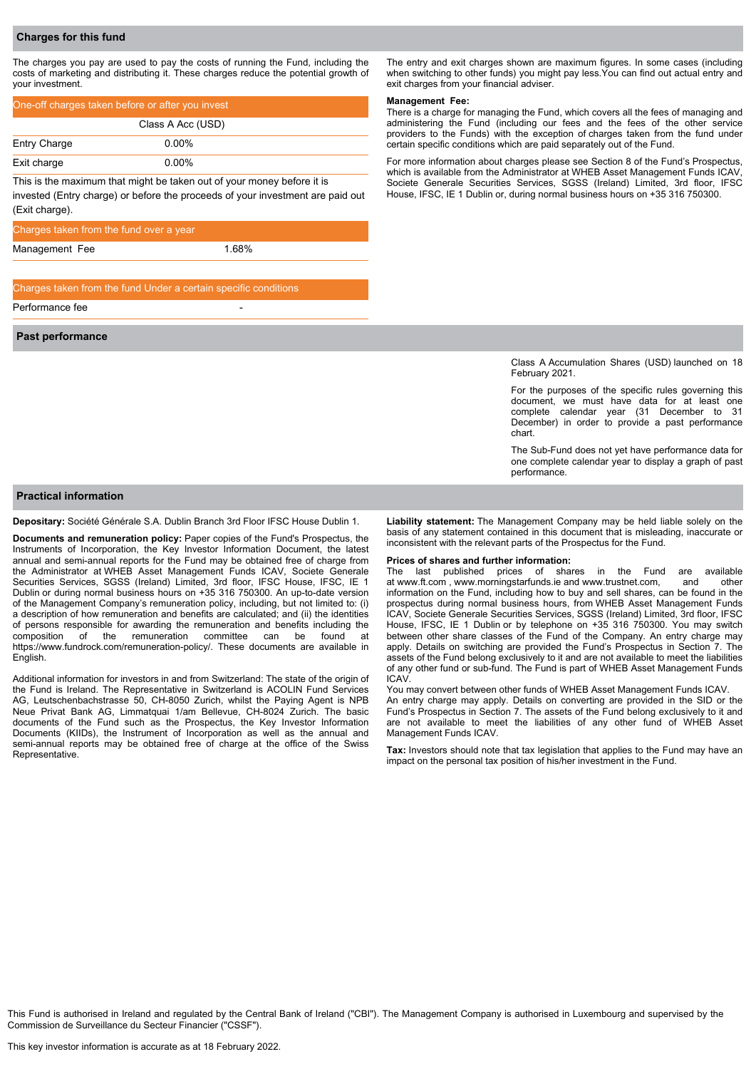## Charges for this fund

The charges you pay are used to pay the costs of running the Fund, including the costs of marketing and distributing it. These charges reduce the potential growth of your investment.

| One-off charges taken before or after you invest | |
|---|---|
| | Class A Acc (USD) |
| Entry Charge | 0.00% |
| Exit charge | 0.00% |

This is the maximum that might be taken out of your money before it is invested (Entry charge) or before the proceeds of your investment are paid out (Exit charge).

| Charges taken from the fund over a year | |
|---|---|
| Management Fee | 1.68% |

| Charges taken from the fund Under a certain specific conditions | |
|---|---|
| Performance fee | - |

The entry and exit charges shown are maximum figures. In some cases (including when switching to other funds) you might pay less.You can find out actual entry and exit charges from your financial adviser.

**Management Fee:**
There is a charge for managing the Fund, which covers all the fees of managing and administering the Fund (including our fees and the fees of the other service providers to the Funds) with the exception of charges taken from the fund under certain specific conditions which are paid separately out of the Fund.

For more information about charges please see Section 8 of the Fund's Prospectus, which is available from the Administrator at WHEB Asset Management Funds ICAV, Societe Generale Securities Services, SGSS (Ireland) Limited, 3rd floor, IFSC House, IFSC, IE 1 Dublin or, during normal business hours on +35 316 750300.

## Past performance

Class A Accumulation Shares (USD) launched on 18 February 2021.

For the purposes of the specific rules governing this document, we must have data for at least one complete calendar year (31 December to 31 December) in order to provide a past performance chart.

The Sub-Fund does not yet have performance data for one complete calendar year to display a graph of past performance.

## Practical information

**Depositary:** Société Générale S.A. Dublin Branch 3rd Floor IFSC House Dublin 1.

**Documents and remuneration policy:** Paper copies of the Fund's Prospectus, the Instruments of Incorporation, the Key Investor Information Document, the latest annual and semi-annual reports for the Fund may be obtained free of charge from the Administrator at WHEB Asset Management Funds ICAV, Societe Generale Securities Services, SGSS (Ireland) Limited, 3rd floor, IFSC House, IFSC, IE 1 Dublin or during normal business hours on +35 316 750300. An up-to-date version of the Management Company's remuneration policy, including, but not limited to: (i) a description of how remuneration and benefits are calculated; and (ii) the identities of persons responsible for awarding the remuneration and benefits including the composition of the remuneration committee can be found at https://www.fundrock.com/remuneration-policy/. These documents are available in English.

Additional information for investors in and from Switzerland: The state of the origin of the Fund is Ireland. The Representative in Switzerland is ACOLIN Fund Services AG, Leutschenbachstrasse 50, CH-8050 Zurich, whilst the Paying Agent is NPB Neue Privat Bank AG, Limmatquai 1/am Bellevue, CH-8024 Zurich. The basic documents of the Fund such as the Prospectus, the Key Investor Information Documents (KIIDs), the Instrument of Incorporation as well as the annual and semi-annual reports may be obtained free of charge at the office of the Swiss Representative.

**Liability statement:** The Management Company may be held liable solely on the basis of any statement contained in this document that is misleading, inaccurate or inconsistent with the relevant parts of the Prospectus for the Fund.

**Prices of shares and further information:**
The last published prices of shares in the Fund are available at www.ft.com , www.morningstarfunds.ie and www.trustnet.com, and other information on the Fund, including how to buy and sell shares, can be found in the prospectus during normal business hours, from WHEB Asset Management Funds ICAV, Societe Generale Securities Services, SGSS (Ireland) Limited, 3rd floor, IFSC House, IFSC, IE 1 Dublin or by telephone on +35 316 750300. You may switch between other share classes of the Fund of the Company. An entry charge may apply. Details on switching are provided the Fund's Prospectus in Section 7. The assets of the Fund belong exclusively to it and are not available to meet the liabilities of any other fund or sub-fund. The Fund is part of WHEB Asset Management Funds ICAV.
You may convert between other funds of WHEB Asset Management Funds ICAV.
An entry charge may apply. Details on converting are provided in the SID or the Fund's Prospectus in Section 7. The assets of the Fund belong exclusively to it and are not available to meet the liabilities of any other fund of WHEB Asset Management Funds ICAV.

**Tax:** Investors should note that tax legislation that applies to the Fund may have an impact on the personal tax position of his/her investment in the Fund.

This Fund is authorised in Ireland and regulated by the Central Bank of Ireland ("CBI"). The Management Company is authorised in Luxembourg and supervised by the Commission de Surveillance du Secteur Financier ("CSSF").

This key investor information is accurate as at 18 February 2022.